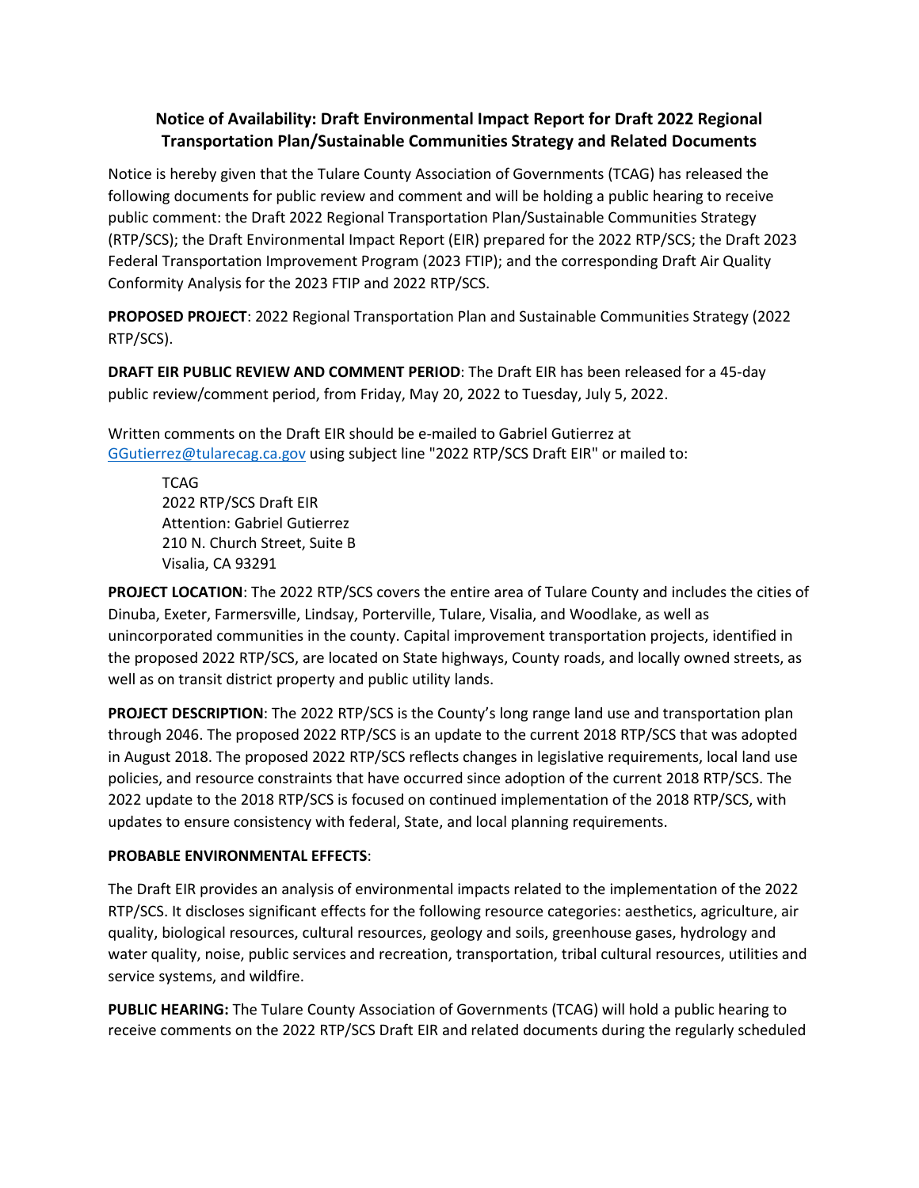# Notice of Availability: Draft Environmental Impact Report for Draft 2022 Regional Transportation Plan/Sustainable Communities Strategy and Related Documents

Notice is hereby given that the Tulare County Association of Governments (TCAG) has released the following documents for public review and comment and will be holding a public hearing to receive public comment: the Draft 2022 Regional Transportation Plan/Sustainable Communities Strategy (RTP/SCS); the Draft Environmental Impact Report (EIR) prepared for the 2022 RTP/SCS; the Draft 2023 Federal Transportation Improvement Program (2023 FTIP); and the corresponding Draft Air Quality Conformity Analysis for the 2023 FTIP and 2022 RTP/SCS.

**PROPOSED PROJECT**: 2022 Regional Transportation Plan and Sustainable Communities Strategy (2022 RTP/SCS).

**DRAFT EIR PUBLIC REVIEW AND COMMENT PERIOD**: The Draft EIR has been released for a 45-day public review/comment period, from Friday, May 20, 2022 to Tuesday, July 5, 2022.

Written comments on the Draft EIR should be e-mailed to Gabriel Gutierrez at GGutierrez@tularecag.ca.gov using subject line "2022 RTP/SCS Draft EIR" or mailed to:

TCAG
2022 RTP/SCS Draft EIR
Attention: Gabriel Gutierrez
210 N. Church Street, Suite B
Visalia, CA 93291

**PROJECT LOCATION**: The 2022 RTP/SCS covers the entire area of Tulare County and includes the cities of Dinuba, Exeter, Farmersville, Lindsay, Porterville, Tulare, Visalia, and Woodlake, as well as unincorporated communities in the county. Capital improvement transportation projects, identified in the proposed 2022 RTP/SCS, are located on State highways, County roads, and locally owned streets, as well as on transit district property and public utility lands.

**PROJECT DESCRIPTION**: The 2022 RTP/SCS is the County's long range land use and transportation plan through 2046. The proposed 2022 RTP/SCS is an update to the current 2018 RTP/SCS that was adopted in August 2018. The proposed 2022 RTP/SCS reflects changes in legislative requirements, local land use policies, and resource constraints that have occurred since adoption of the current 2018 RTP/SCS. The 2022 update to the 2018 RTP/SCS is focused on continued implementation of the 2018 RTP/SCS, with updates to ensure consistency with federal, State, and local planning requirements.

**PROBABLE ENVIRONMENTAL EFFECTS**:

The Draft EIR provides an analysis of environmental impacts related to the implementation of the 2022 RTP/SCS. It discloses significant effects for the following resource categories: aesthetics, agriculture, air quality, biological resources, cultural resources, geology and soils, greenhouse gases, hydrology and water quality, noise, public services and recreation, transportation, tribal cultural resources, utilities and service systems, and wildfire.

**PUBLIC HEARING:** The Tulare County Association of Governments (TCAG) will hold a public hearing to receive comments on the 2022 RTP/SCS Draft EIR and related documents during the regularly scheduled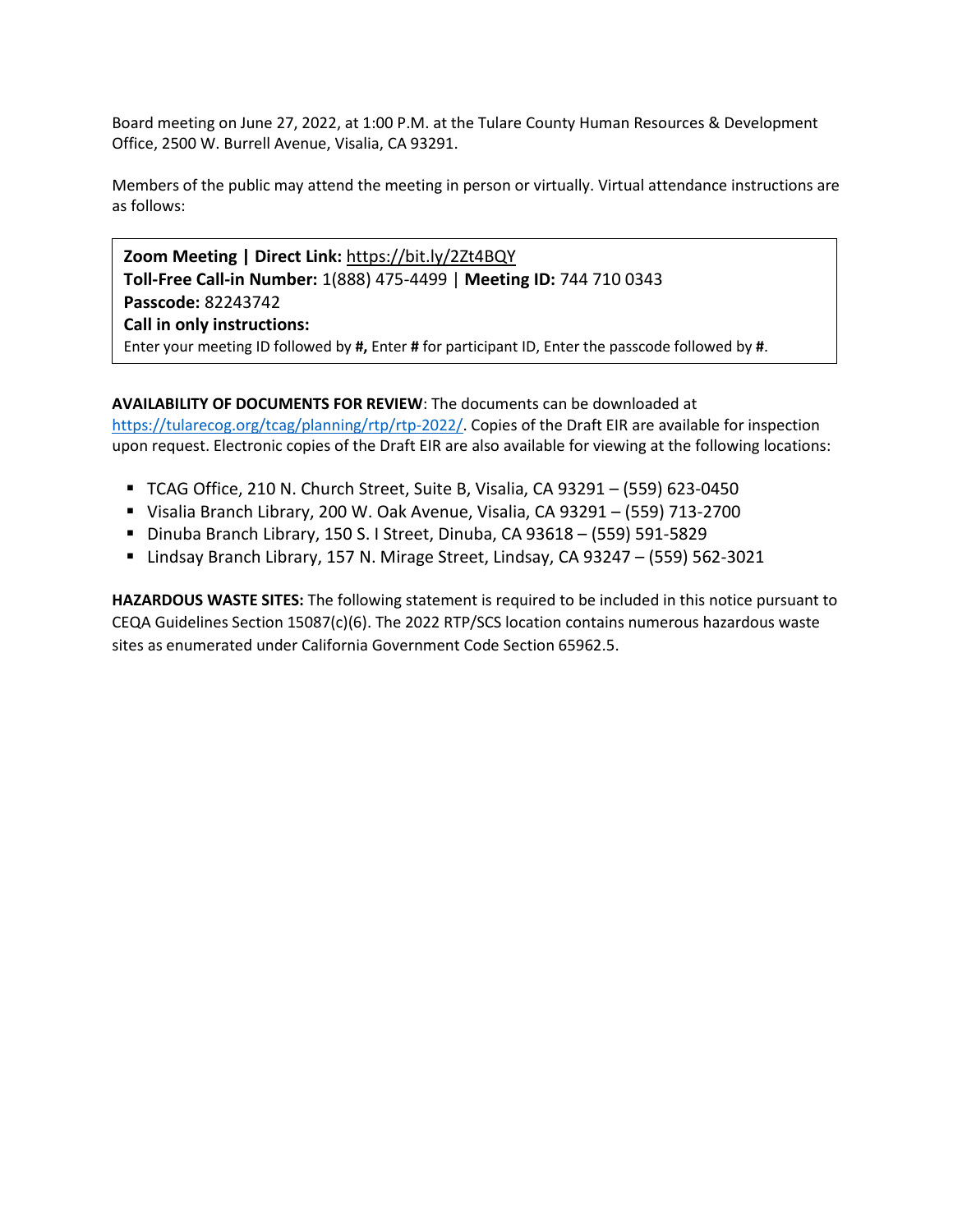Board meeting on June 27, 2022, at 1:00 P.M. at the Tulare County Human Resources & Development Office, 2500 W. Burrell Avenue, Visalia, CA 93291.

Members of the public may attend the meeting in person or virtually. Virtual attendance instructions are as follows:

**Zoom Meeting | Direct Link:** https://bit.ly/2Zt4BQY
**Toll-Free Call-in Number:** 1(888) 475-4499 | **Meeting ID:** 744 710 0343
**Passcode:** 82243742
**Call in only instructions:**
Enter your meeting ID followed by **#,** Enter **#** for participant ID, Enter the passcode followed by **#**.

**AVAILABILITY OF DOCUMENTS FOR REVIEW**: The documents can be downloaded at https://tularecog.org/tcag/planning/rtp/rtp-2022/. Copies of the Draft EIR are available for inspection upon request. Electronic copies of the Draft EIR are also available for viewing at the following locations:

- TCAG Office, 210 N. Church Street, Suite B, Visalia, CA 93291 – (559) 623-0450
- Visalia Branch Library, 200 W. Oak Avenue, Visalia, CA 93291 – (559) 713-2700
- Dinuba Branch Library, 150 S. I Street, Dinuba, CA 93618 – (559) 591-5829
- Lindsay Branch Library, 157 N. Mirage Street, Lindsay, CA 93247 – (559) 562-3021

**HAZARDOUS WASTE SITES:** The following statement is required to be included in this notice pursuant to CEQA Guidelines Section 15087(c)(6). The 2022 RTP/SCS location contains numerous hazardous waste sites as enumerated under California Government Code Section 65962.5.